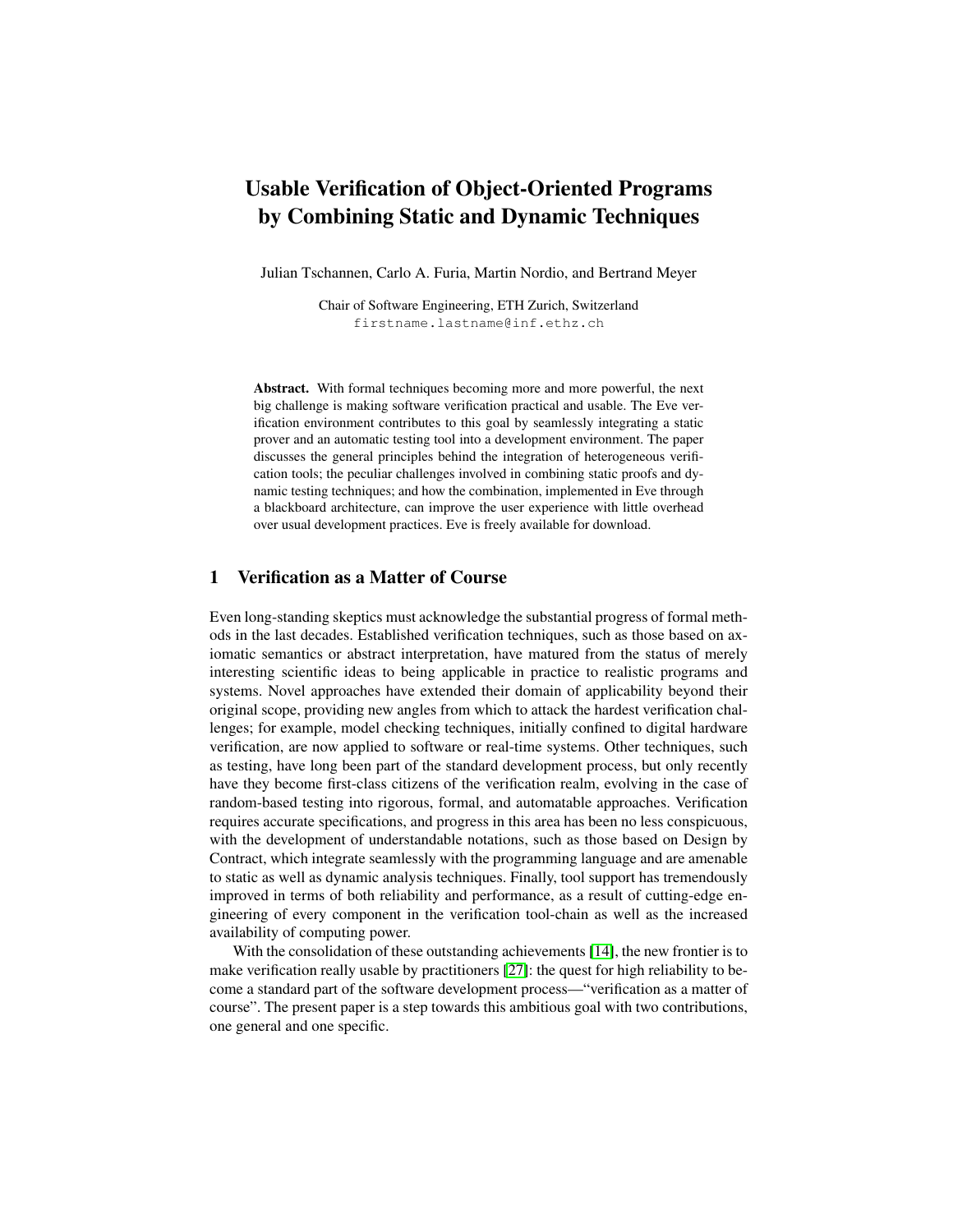# Usable Verification of Object-Oriented Programs by Combining Static and Dynamic Techniques

Julian Tschannen, Carlo A. Furia, Martin Nordio, and Bertrand Meyer

Chair of Software Engineering, ETH Zurich, Switzerland
firstname.lastname@inf.ethz.ch

**Abstract.** With formal techniques becoming more and more powerful, the next big challenge is making software verification practical and usable. The Eve verification environment contributes to this goal by seamlessly integrating a static prover and an automatic testing tool into a development environment. The paper discusses the general principles behind the integration of heterogeneous verification tools; the peculiar challenges involved in combining static proofs and dynamic testing techniques; and how the combination, implemented in Eve through a blackboard architecture, can improve the user experience with little overhead over usual development practices. Eve is freely available for download.

## 1 Verification as a Matter of Course

Even long-standing skeptics must acknowledge the substantial progress of formal methods in the last decades. Established verification techniques, such as those based on axiomatic semantics or abstract interpretation, have matured from the status of merely interesting scientific ideas to being applicable in practice to realistic programs and systems. Novel approaches have extended their domain of applicability beyond their original scope, providing new angles from which to attack the hardest verification challenges; for example, model checking techniques, initially confined to digital hardware verification, are now applied to software or real-time systems. Other techniques, such as testing, have long been part of the standard development process, but only recently have they become first-class citizens of the verification realm, evolving in the case of random-based testing into rigorous, formal, and automatable approaches. Verification requires accurate specifications, and progress in this area has been no less conspicuous, with the development of understandable notations, such as those based on Design by Contract, which integrate seamlessly with the programming language and are amenable to static as well as dynamic analysis techniques. Finally, tool support has tremendously improved in terms of both reliability and performance, as a result of cutting-edge engineering of every component in the verification tool-chain as well as the increased availability of computing power.

With the consolidation of these outstanding achievements [14], the new frontier is to make verification really usable by practitioners [27]: the quest for high reliability to become a standard part of the software development process—"verification as a matter of course". The present paper is a step towards this ambitious goal with two contributions, one general and one specific.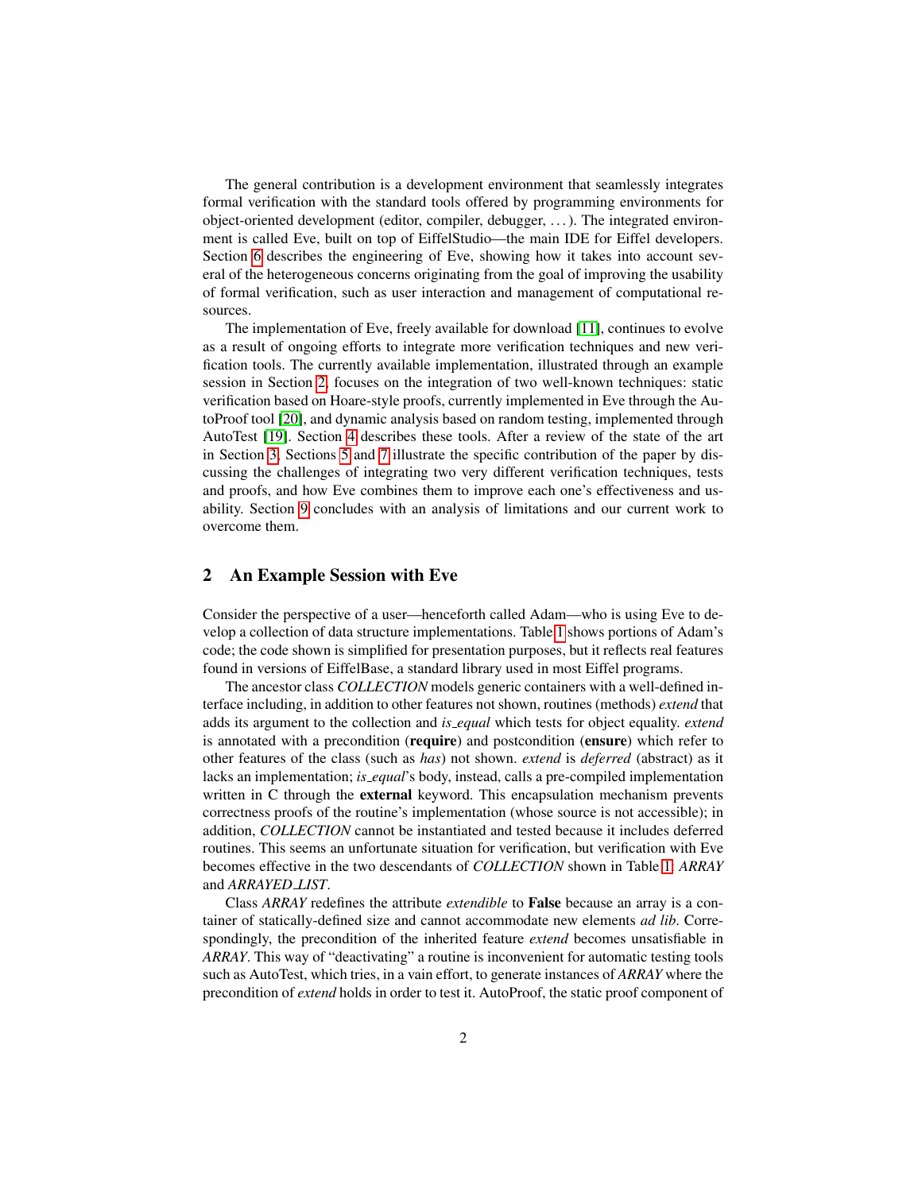The general contribution is a development environment that seamlessly integrates formal verification with the standard tools offered by programming environments for object-oriented development (editor, compiler, debugger, ...). The integrated environment is called Eve, built on top of EiffelStudio—the main IDE for Eiffel developers. Section 6 describes the engineering of Eve, showing how it takes into account several of the heterogeneous concerns originating from the goal of improving the usability of formal verification, such as user interaction and management of computational resources.

The implementation of Eve, freely available for download [11], continues to evolve as a result of ongoing efforts to integrate more verification techniques and new verification tools. The currently available implementation, illustrated through an example session in Section 2, focuses on the integration of two well-known techniques: static verification based on Hoare-style proofs, currently implemented in Eve through the AutoProof tool [20], and dynamic analysis based on random testing, implemented through AutoTest [19]. Section 4 describes these tools. After a review of the state of the art in Section 3, Sections 5 and 7 illustrate the specific contribution of the paper by discussing the challenges of integrating two very different verification techniques, tests and proofs, and how Eve combines them to improve each one's effectiveness and usability. Section 9 concludes with an analysis of limitations and our current work to overcome them.

## 2 An Example Session with Eve

Consider the perspective of a user—henceforth called Adam—who is using Eve to develop a collection of data structure implementations. Table 1 shows portions of Adam's code; the code shown is simplified for presentation purposes, but it reflects real features found in versions of EiffelBase, a standard library used in most Eiffel programs.

The ancestor class *COLLECTION* models generic containers with a well-defined interface including, in addition to other features not shown, routines (methods) *extend* that adds its argument to the collection and *is_equal* which tests for object equality. *extend* is annotated with a precondition (**require**) and postcondition (**ensure**) which refer to other features of the class (such as *has*) not shown. *extend* is *deferred* (abstract) as it lacks an implementation; *is_equal*'s body, instead, calls a pre-compiled implementation written in C through the **external** keyword. This encapsulation mechanism prevents correctness proofs of the routine's implementation (whose source is not accessible); in addition, *COLLECTION* cannot be instantiated and tested because it includes deferred routines. This seems an unfortunate situation for verification, but verification with Eve becomes effective in the two descendants of *COLLECTION* shown in Table 1: *ARRAY* and *ARRAYED_LIST*.

Class *ARRAY* redefines the attribute *extendible* to **False** because an array is a container of statically-defined size and cannot accommodate new elements *ad lib*. Correspondingly, the precondition of the inherited feature *extend* becomes unsatisfiable in *ARRAY*. This way of "deactivating" a routine is inconvenient for automatic testing tools such as AutoTest, which tries, in a vain effort, to generate instances of *ARRAY* where the precondition of *extend* holds in order to test it. AutoProof, the static proof component of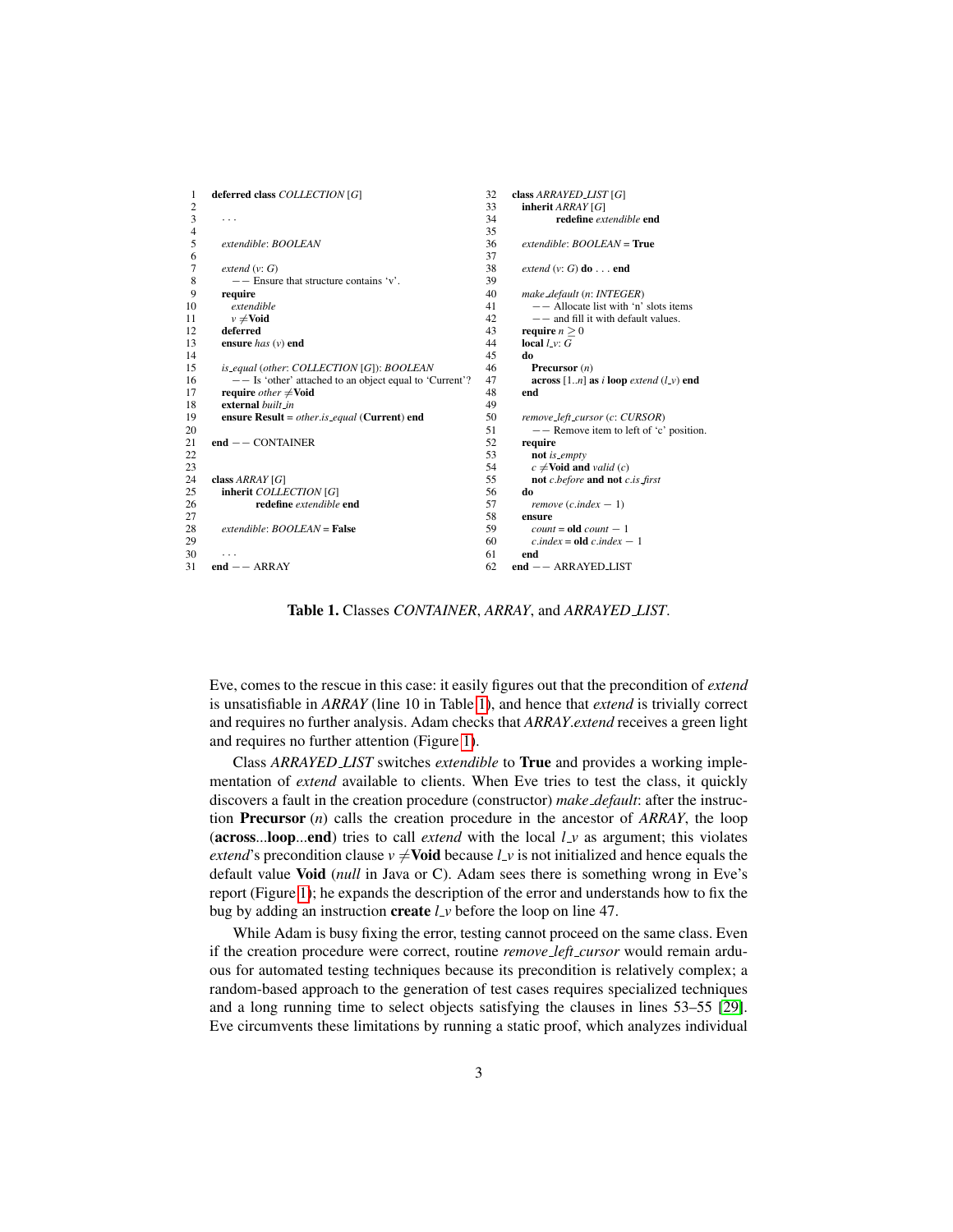```
1   deferred class COLLECTION [G]
2
3       . . .
4
5       extendible: BOOLEAN
6
7       extend (v: G)
8           -- Ensure that structure contains 'v'.
9       require
10          extendible
11          v ≠ Void
12      deferred
13      ensure has (v) end
14
15      is_equal (other: COLLECTION [G]): BOOLEAN
16          -- Is 'other' attached to an object equal to 'Current'?
17      require other ≠ Void
18      external built_in
19      ensure Result = other.is_equal (Current) end
20
21  end -- CONTAINER
22
23
24  class ARRAY [G]
25      inherit COLLECTION [G]
26              redefine extendible end
27
28      extendible: BOOLEAN = False
29
30      . . .
31  end -- ARRAY

32  class ARRAYED_LIST [G]
33      inherit ARRAY [G]
34              redefine extendible end
35
36      extendible: BOOLEAN = True
37
38      extend (v: G) do . . . end
39
40      make_default (n: INTEGER)
41          -- Allocate list with 'n' slots items
42          -- and fill it with default values.
43      require n ≥ 0
44      local l_v: G
45      do
46          Precursor (n)
47          across [1..n] as i loop extend (l_v) end
48      end
49
50      remove_left_cursor (c: CURSOR)
51          -- Remove item to left of 'c' position.
52      require
53          not is_empty
54          c ≠ Void and valid (c)
55          not c.before and not c.is_first
56      do
57          remove (c.index − 1)
58      ensure
59          count = old count − 1
60          c.index = old c.index − 1
61      end
62  end -- ARRAYED_LIST
```

**Table 1.** Classes *CONTAINER*, *ARRAY*, and *ARRAYED_LIST*.

Eve, comes to the rescue in this case: it easily figures out that the precondition of *extend* is unsatisfiable in *ARRAY* (line 10 in Table 1), and hence that *extend* is trivially correct and requires no further analysis. Adam checks that *ARRAY.extend* receives a green light and requires no further attention (Figure 1).

Class *ARRAYED_LIST* switches *extendible* to **True** and provides a working implementation of *extend* available to clients. When Eve tries to test the class, it quickly discovers a fault in the creation procedure (constructor) *make_default*: after the instruction **Precursor** (*n*) calls the creation procedure in the ancestor of *ARRAY*, the loop (**across**...**loop**...**end**) tries to call *extend* with the local *l_v* as argument; this violates *extend*'s precondition clause $v \neq$ **Void** because *l_v* is not initialized and hence equals the default value **Void** (*null* in Java or C). Adam sees there is something wrong in Eve's report (Figure 1); he expands the description of the error and understands how to fix the bug by adding an instruction **create** *l_v* before the loop on line 47.

While Adam is busy fixing the error, testing cannot proceed on the same class. Even if the creation procedure were correct, routine *remove_left_cursor* would remain arduous for automated testing techniques because its precondition is relatively complex; a random-based approach to the generation of test cases requires specialized techniques and a long running time to select objects satisfying the clauses in lines 53–55 [29]. Eve circumvents these limitations by running a static proof, which analyzes individual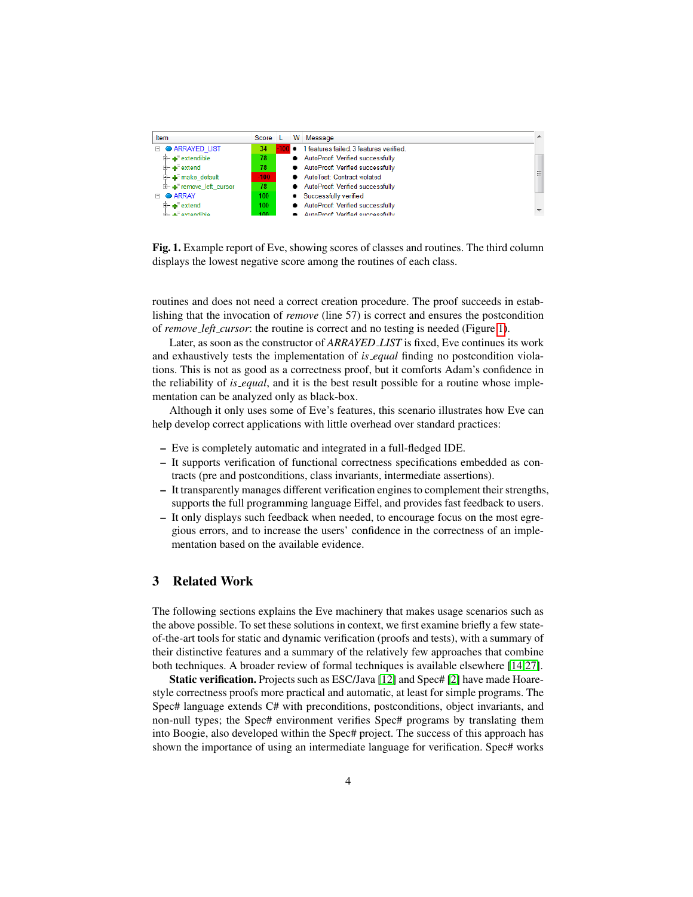| Item | Score | L | W | Message |
| --- | --- | --- | --- | --- |
| ARRAYED_LIST | 34 | -100 | ● | 1 features failed. 3 features verified. |
| extendible | 78 | | ● | AutoProof: Verified successfully |
| extend | 78 | | ● | AutoProof: Verified successfully |
| make_default | 100 | | ● | AutoTest: Contract violated |
| remove_left_cursor | 78 | | ● | AutoProof: Verified successfully |
| ARRAY | 100 | | ● | Successfully verified |
| extend | 100 | | ● | AutoProof: Verified successfully |
| extendible | 100 | | ● | AutoProof: Verified successfully |

**Fig. 1.** Example report of Eve, showing scores of classes and routines. The third column displays the lowest negative score among the routines of each class.

routines and does not need a correct creation procedure. The proof succeeds in establishing that the invocation of *remove* (line 57) is correct and ensures the postcondition of *remove_left_cursor*: the routine is correct and no testing is needed (Figure 1).

Later, as soon as the constructor of *ARRAYED_LIST* is fixed, Eve continues its work and exhaustively tests the implementation of *is_equal* finding no postcondition violations. This is not as good as a correctness proof, but it comforts Adam's confidence in the reliability of *is_equal*, and it is the best result possible for a routine whose implementation can be analyzed only as black-box.

Although it only uses some of Eve's features, this scenario illustrates how Eve can help develop correct applications with little overhead over standard practices:

- Eve is completely automatic and integrated in a full-fledged IDE.
- It supports verification of functional correctness specifications embedded as contracts (pre and postconditions, class invariants, intermediate assertions).
- It transparently manages different verification engines to complement their strengths, supports the full programming language Eiffel, and provides fast feedback to users.
- It only displays such feedback when needed, to encourage focus on the most egregious errors, and to increase the users' confidence in the correctness of an implementation based on the available evidence.

## 3 Related Work

The following sections explains the Eve machinery that makes usage scenarios such as the above possible. To set these solutions in context, we first examine briefly a few state-of-the-art tools for static and dynamic verification (proofs and tests), with a summary of their distinctive features and a summary of the relatively few approaches that combine both techniques. A broader review of formal techniques is available elsewhere [14,27].

**Static verification.** Projects such as ESC/Java [12] and Spec# [2] have made Hoare-style correctness proofs more practical and automatic, at least for simple programs. The Spec# language extends C# with preconditions, postconditions, object invariants, and non-null types; the Spec# environment verifies Spec# programs by translating them into Boogie, also developed within the Spec# project. The success of this approach has shown the importance of using an intermediate language for verification. Spec# works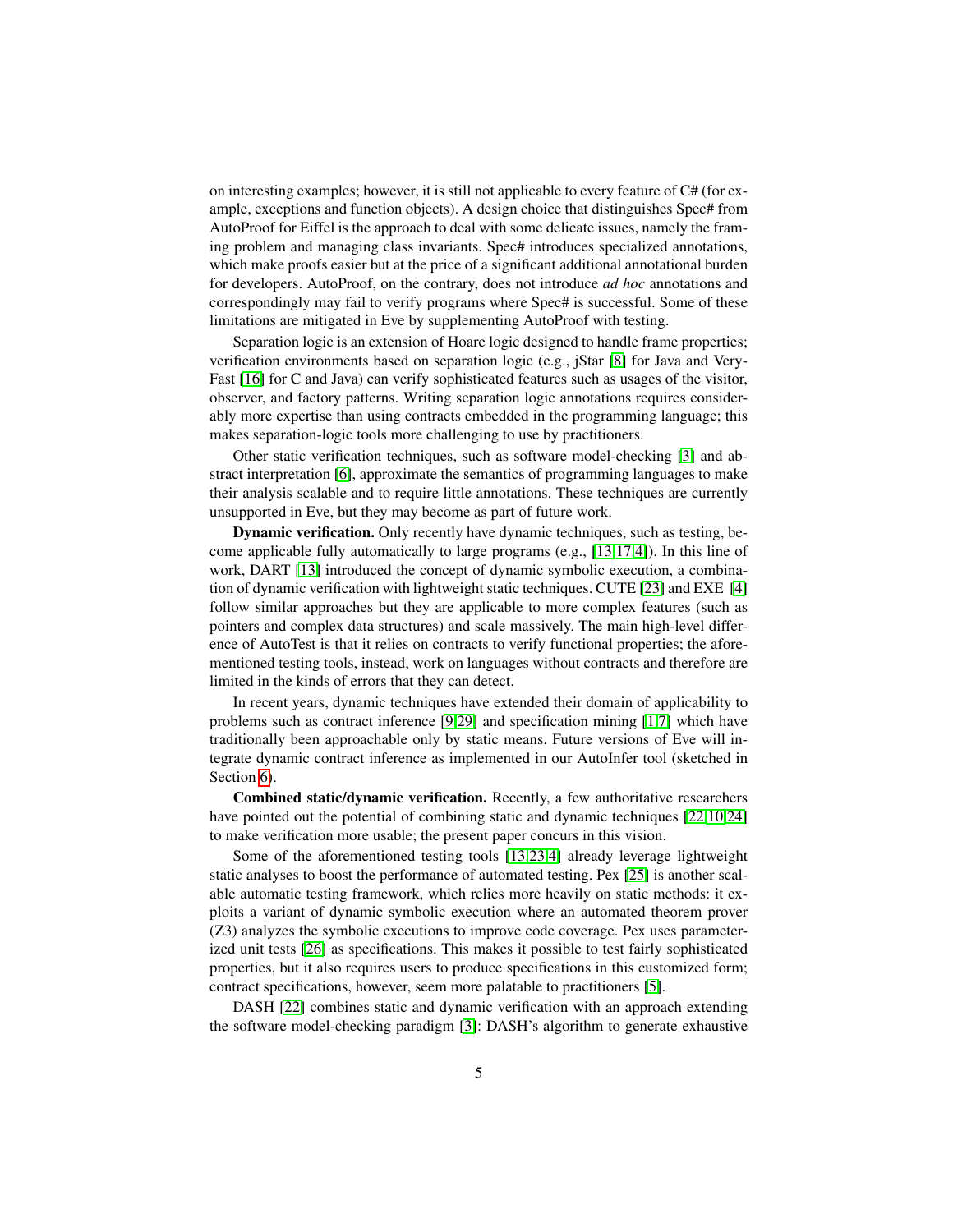on interesting examples; however, it is still not applicable to every feature of C# (for example, exceptions and function objects). A design choice that distinguishes Spec# from AutoProof for Eiffel is the approach to deal with some delicate issues, namely the framing problem and managing class invariants. Spec# introduces specialized annotations, which make proofs easier but at the price of a significant additional annotational burden for developers. AutoProof, on the contrary, does not introduce *ad hoc* annotations and correspondingly may fail to verify programs where Spec# is successful. Some of these limitations are mitigated in Eve by supplementing AutoProof with testing.

Separation logic is an extension of Hoare logic designed to handle frame properties; verification environments based on separation logic (e.g., jStar [8] for Java and VeryFast [16] for C and Java) can verify sophisticated features such as usages of the visitor, observer, and factory patterns. Writing separation logic annotations requires considerably more expertise than using contracts embedded in the programming language; this makes separation-logic tools more challenging to use by practitioners.

Other static verification techniques, such as software model-checking [3] and abstract interpretation [6], approximate the semantics of programming languages to make their analysis scalable and to require little annotations. These techniques are currently unsupported in Eve, but they may become as part of future work.

**Dynamic verification.** Only recently have dynamic techniques, such as testing, become applicable fully automatically to large programs (e.g., [13,17,4]). In this line of work, DART [13] introduced the concept of dynamic symbolic execution, a combination of dynamic verification with lightweight static techniques. CUTE [23] and EXE [4] follow similar approaches but they are applicable to more complex features (such as pointers and complex data structures) and scale massively. The main high-level difference of AutoTest is that it relies on contracts to verify functional properties; the aforementioned testing tools, instead, work on languages without contracts and therefore are limited in the kinds of errors that they can detect.

In recent years, dynamic techniques have extended their domain of applicability to problems such as contract inference [9,29] and specification mining [1,7] which have traditionally been approachable only by static means. Future versions of Eve will integrate dynamic contract inference as implemented in our AutoInfer tool (sketched in Section 6).

**Combined static/dynamic verification.** Recently, a few authoritative researchers have pointed out the potential of combining static and dynamic techniques [22,10,24] to make verification more usable; the present paper concurs in this vision.

Some of the aforementioned testing tools [13,23,4] already leverage lightweight static analyses to boost the performance of automated testing. Pex [25] is another scalable automatic testing framework, which relies more heavily on static methods: it exploits a variant of dynamic symbolic execution where an automated theorem prover (Z3) analyzes the symbolic executions to improve code coverage. Pex uses parameterized unit tests [26] as specifications. This makes it possible to test fairly sophisticated properties, but it also requires users to produce specifications in this customized form; contract specifications, however, seem more palatable to practitioners [5].

DASH [22] combines static and dynamic verification with an approach extending the software model-checking paradigm [3]: DASH's algorithm to generate exhaustive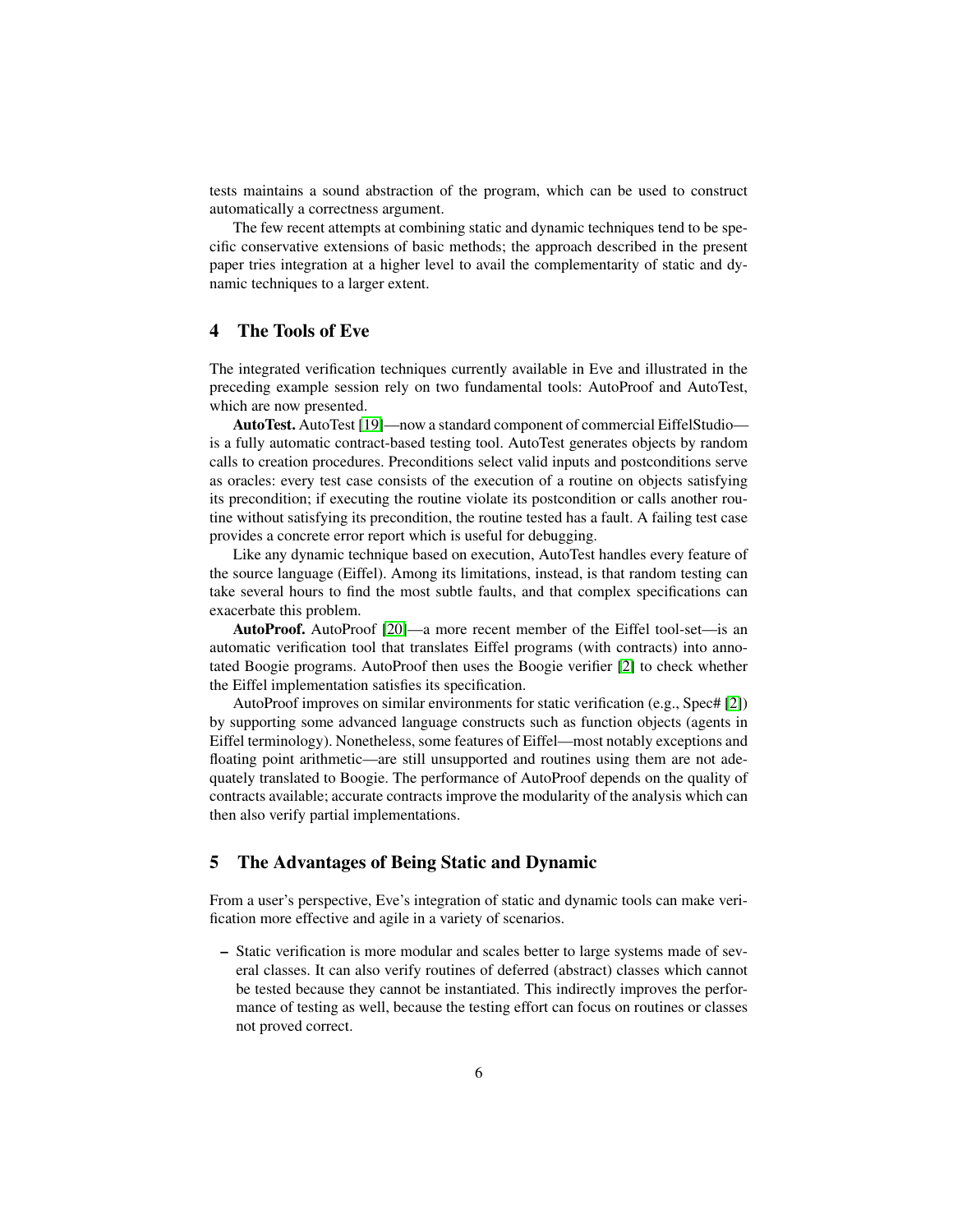tests maintains a sound abstraction of the program, which can be used to construct automatically a correctness argument.

The few recent attempts at combining static and dynamic techniques tend to be specific conservative extensions of basic methods; the approach described in the present paper tries integration at a higher level to avail the complementarity of static and dynamic techniques to a larger extent.

## 4 The Tools of Eve

The integrated verification techniques currently available in Eve and illustrated in the preceding example session rely on two fundamental tools: AutoProof and AutoTest, which are now presented.

**AutoTest.** AutoTest [19]—now a standard component of commercial EiffelStudio—is a fully automatic contract-based testing tool. AutoTest generates objects by random calls to creation procedures. Preconditions select valid inputs and postconditions serve as oracles: every test case consists of the execution of a routine on objects satisfying its precondition; if executing the routine violate its postcondition or calls another routine without satisfying its precondition, the routine tested has a fault. A failing test case provides a concrete error report which is useful for debugging.

Like any dynamic technique based on execution, AutoTest handles every feature of the source language (Eiffel). Among its limitations, instead, is that random testing can take several hours to find the most subtle faults, and that complex specifications can exacerbate this problem.

**AutoProof.** AutoProof [20]—a more recent member of the Eiffel tool-set—is an automatic verification tool that translates Eiffel programs (with contracts) into annotated Boogie programs. AutoProof then uses the Boogie verifier [2] to check whether the Eiffel implementation satisfies its specification.

AutoProof improves on similar environments for static verification (e.g., Spec# [2]) by supporting some advanced language constructs such as function objects (agents in Eiffel terminology). Nonetheless, some features of Eiffel—most notably exceptions and floating point arithmetic—are still unsupported and routines using them are not adequately translated to Boogie. The performance of AutoProof depends on the quality of contracts available; accurate contracts improve the modularity of the analysis which can then also verify partial implementations.

## 5 The Advantages of Being Static and Dynamic

From a user's perspective, Eve's integration of static and dynamic tools can make verification more effective and agile in a variety of scenarios.

- Static verification is more modular and scales better to large systems made of several classes. It can also verify routines of deferred (abstract) classes which cannot be tested because they cannot be instantiated. This indirectly improves the performance of testing as well, because the testing effort can focus on routines or classes not proved correct.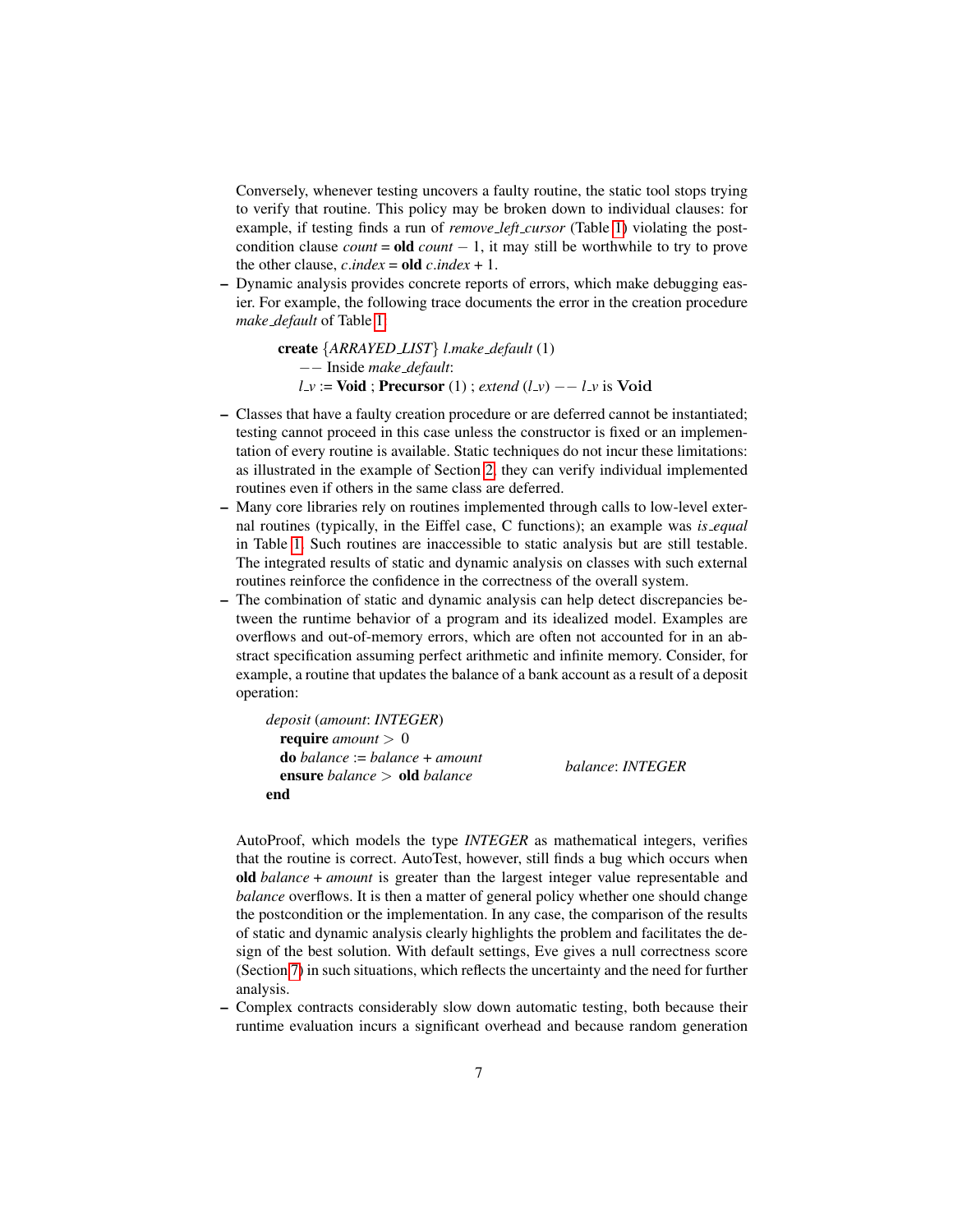Conversely, whenever testing uncovers a faulty routine, the static tool stops trying to verify that routine. This policy may be broken down to individual clauses: for example, if testing finds a run of *remove_left_cursor* (Table 1) violating the postcondition clause *count* = **old** *count* $-$ 1, it may still be worthwhile to try to prove the other clause, *c.index* = **old** *c.index* + 1.

– Dynamic analysis provides concrete reports of errors, which make debugging easier. For example, the following trace documents the error in the creation procedure *make_default* of Table 1

```
create {ARRAYED_LIST} l.make_default (1)
    -- Inside make_default:
    l_v := Void ; Precursor (1) ; extend (l_v) -- l_v is Void
```

– Classes that have a faulty creation procedure or are deferred cannot be instantiated; testing cannot proceed in this case unless the constructor is fixed or an implementation of every routine is available. Static techniques do not incur these limitations: as illustrated in the example of Section 2, they can verify individual implemented routines even if others in the same class are deferred.

– Many core libraries rely on routines implemented through calls to low-level external routines (typically, in the Eiffel case, C functions); an example was *is_equal* in Table 1. Such routines are inaccessible to static analysis but are still testable. The integrated results of static and dynamic analysis on classes with such external routines reinforce the confidence in the correctness of the overall system.

– The combination of static and dynamic analysis can help detect discrepancies between the runtime behavior of a program and its idealized model. Examples are overflows and out-of-memory errors, which are often not accounted for in an abstract specification assuming perfect arithmetic and infinite memory. Consider, for example, a routine that updates the balance of a bank account as a result of a deposit operation:

```
deposit (amount: INTEGER)
  require amount > 0
  do balance := balance + amount                balance: INTEGER
  ensure balance > old balance
end
```

AutoProof, which models the type *INTEGER* as mathematical integers, verifies that the routine is correct. AutoTest, however, still finds a bug which occurs when **old** *balance* + *amount* is greater than the largest integer value representable and *balance* overflows. It is then a matter of general policy whether one should change the postcondition or the implementation. In any case, the comparison of the results of static and dynamic analysis clearly highlights the problem and facilitates the design of the best solution. With default settings, Eve gives a null correctness score (Section 7) in such situations, which reflects the uncertainty and the need for further analysis.

– Complex contracts considerably slow down automatic testing, both because their runtime evaluation incurs a significant overhead and because random generation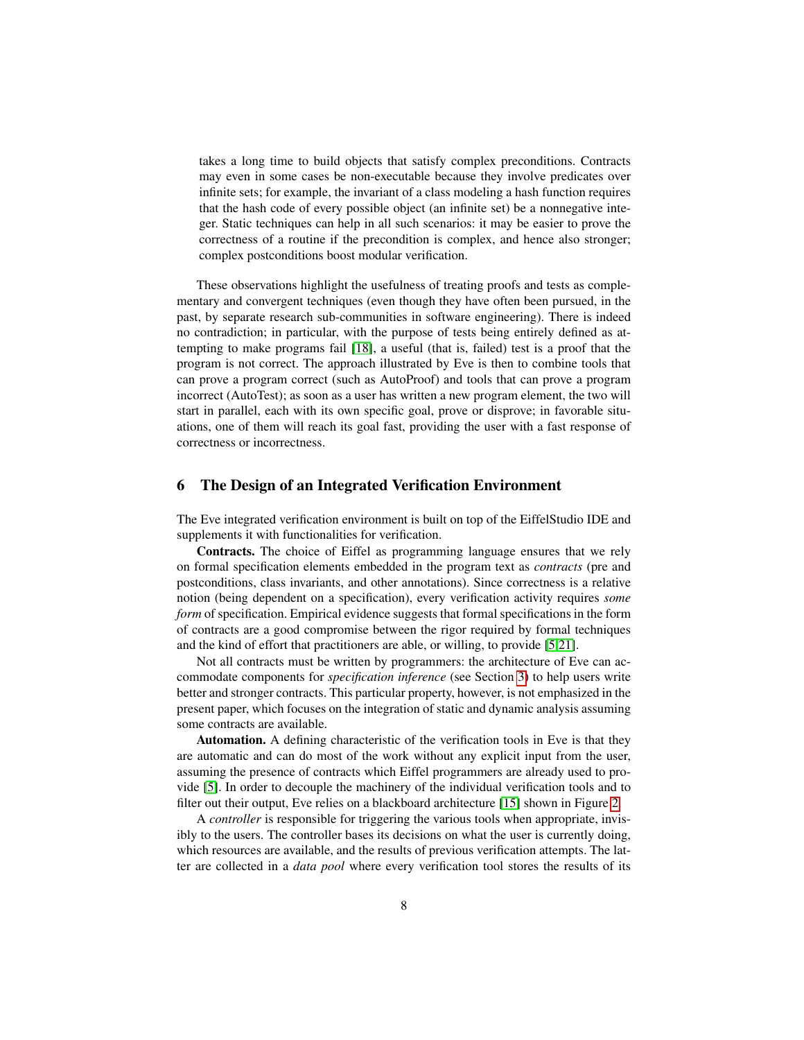takes a long time to build objects that satisfy complex preconditions. Contracts may even in some cases be non-executable because they involve predicates over infinite sets; for example, the invariant of a class modeling a hash function requires that the hash code of every possible object (an infinite set) be a nonnegative integer. Static techniques can help in all such scenarios: it may be easier to prove the correctness of a routine if the precondition is complex, and hence also stronger; complex postconditions boost modular verification.

These observations highlight the usefulness of treating proofs and tests as complementary and convergent techniques (even though they have often been pursued, in the past, by separate research sub-communities in software engineering). There is indeed no contradiction; in particular, with the purpose of tests being entirely defined as attempting to make programs fail [18], a useful (that is, failed) test is a proof that the program is not correct. The approach illustrated by Eve is then to combine tools that can prove a program correct (such as AutoProof) and tools that can prove a program incorrect (AutoTest); as soon as a user has written a new program element, the two will start in parallel, each with its own specific goal, prove or disprove; in favorable situations, one of them will reach its goal fast, providing the user with a fast response of correctness or incorrectness.

## 6 The Design of an Integrated Verification Environment

The Eve integrated verification environment is built on top of the EiffelStudio IDE and supplements it with functionalities for verification.

**Contracts.** The choice of Eiffel as programming language ensures that we rely on formal specification elements embedded in the program text as *contracts* (pre and postconditions, class invariants, and other annotations). Since correctness is a relative notion (being dependent on a specification), every verification activity requires *some form* of specification. Empirical evidence suggests that formal specifications in the form of contracts are a good compromise between the rigor required by formal techniques and the kind of effort that practitioners are able, or willing, to provide [5,21].

Not all contracts must be written by programmers: the architecture of Eve can accommodate components for *specification inference* (see Section 3) to help users write better and stronger contracts. This particular property, however, is not emphasized in the present paper, which focuses on the integration of static and dynamic analysis assuming some contracts are available.

**Automation.** A defining characteristic of the verification tools in Eve is that they are automatic and can do most of the work without any explicit input from the user, assuming the presence of contracts which Eiffel programmers are already used to provide [5]. In order to decouple the machinery of the individual verification tools and to filter out their output, Eve relies on a blackboard architecture [15] shown in Figure 2.

A *controller* is responsible for triggering the various tools when appropriate, invisibly to the users. The controller bases its decisions on what the user is currently doing, which resources are available, and the results of previous verification attempts. The latter are collected in a *data pool* where every verification tool stores the results of its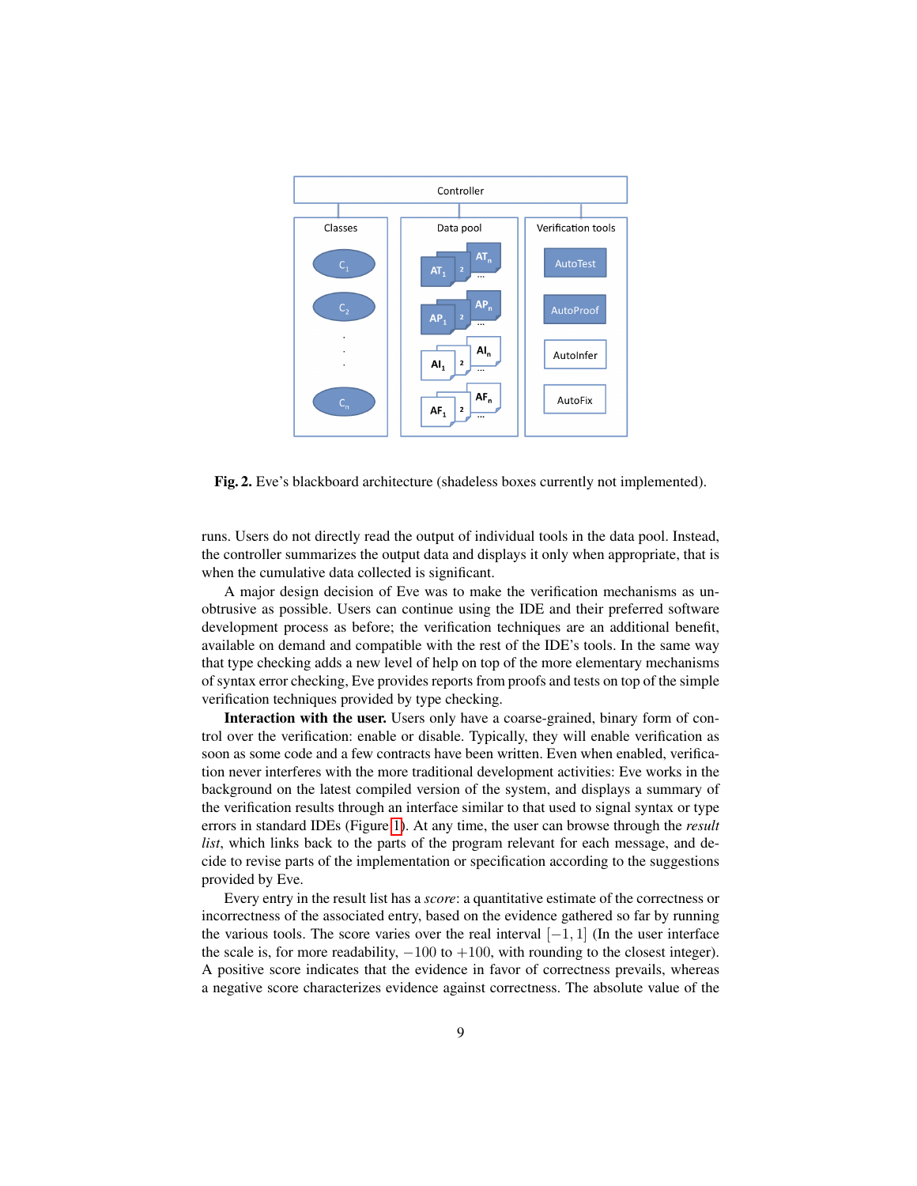Controller

Classes

$C_1$

$C_2$

$C_n$

Data pool

$AT_1$ 2 $AT_n$ ...

$AP_1$ 2 $AP_n$ ...

$AI_1$ 2 $AI_n$ ...

$AF_1$ 2 $AF_n$ ...

Verification tools

AutoTest

AutoProof

AutoInfer

AutoFix

**Fig. 2.** Eve's blackboard architecture (shadeless boxes currently not implemented).

runs. Users do not directly read the output of individual tools in the data pool. Instead, the controller summarizes the output data and displays it only when appropriate, that is when the cumulative data collected is significant.

A major design decision of Eve was to make the verification mechanisms as unobtrusive as possible. Users can continue using the IDE and their preferred software development process as before; the verification techniques are an additional benefit, available on demand and compatible with the rest of the IDE's tools. In the same way that type checking adds a new level of help on top of the more elementary mechanisms of syntax error checking, Eve provides reports from proofs and tests on top of the simple verification techniques provided by type checking.

**Interaction with the user.** Users only have a coarse-grained, binary form of control over the verification: enable or disable. Typically, they will enable verification as soon as some code and a few contracts have been written. Even when enabled, verification never interferes with the more traditional development activities: Eve works in the background on the latest compiled version of the system, and displays a summary of the verification results through an interface similar to that used to signal syntax or type errors in standard IDEs (Figure 1). At any time, the user can browse through the *result list*, which links back to the parts of the program relevant for each message, and decide to revise parts of the implementation or specification according to the suggestions provided by Eve.

Every entry in the result list has a *score*: a quantitative estimate of the correctness or incorrectness of the associated entry, based on the evidence gathered so far by running the various tools. The score varies over the real interval $[-1, 1]$ (In the user interface the scale is, for more readability, $-100$ to $+100$, with rounding to the closest integer). A positive score indicates that the evidence in favor of correctness prevails, whereas a negative score characterizes evidence against correctness. The absolute value of the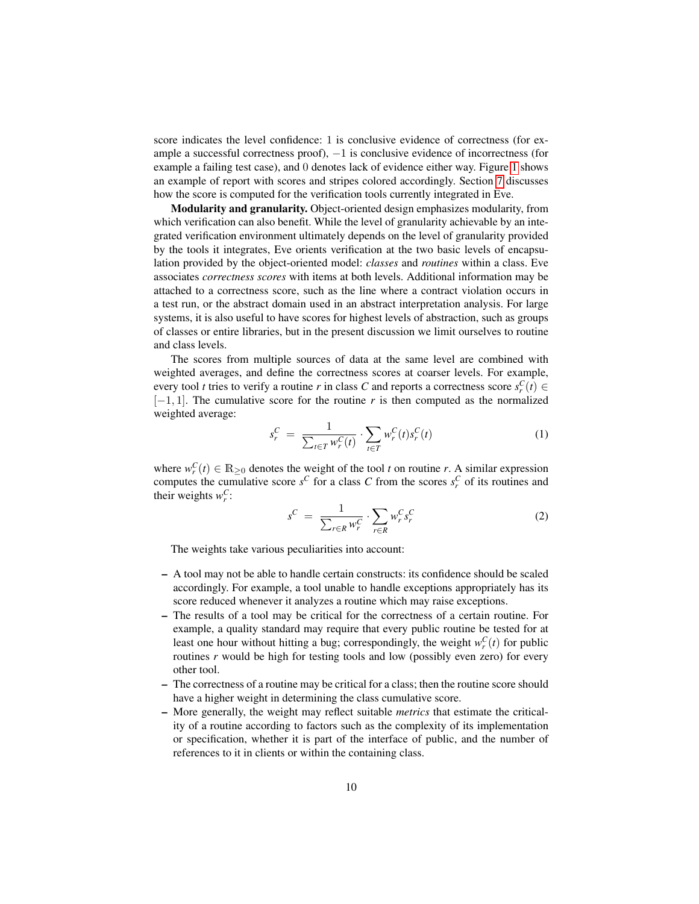score indicates the level confidence: $1$ is conclusive evidence of correctness (for example a successful correctness proof), $-1$ is conclusive evidence of incorrectness (for example a failing test case), and $0$ denotes lack of evidence either way. Figure 1 shows an example of report with scores and stripes colored accordingly. Section 7 discusses how the score is computed for the verification tools currently integrated in Eve.

**Modularity and granularity.** Object-oriented design emphasizes modularity, from which verification can also benefit. While the level of granularity achievable by an integrated verification environment ultimately depends on the level of granularity provided by the tools it integrates, Eve orients verification at the two basic levels of encapsulation provided by the object-oriented model: *classes* and *routines* within a class. Eve associates *correctness scores* with items at both levels. Additional information may be attached to a correctness score, such as the line where a contract violation occurs in a test run, or the abstract domain used in an abstract interpretation analysis. For large systems, it is also useful to have scores for highest levels of abstraction, such as groups of classes or entire libraries, but in the present discussion we limit ourselves to routine and class levels.

The scores from multiple sources of data at the same level are combined with weighted averages, and define the correctness scores at coarser levels. For example, every tool $t$ tries to verify a routine $r$ in class $C$ and reports a correctness score $s_r^C(t) \in [-1, 1]$. The cumulative score for the routine $r$ is then computed as the normalized weighted average:

$$s_r^C \;=\; \frac{1}{\sum_{t \in T} w_r^C(t)} \cdot \sum_{t \in T} w_r^C(t) s_r^C(t) \tag{1}$$

where $w_r^C(t) \in \mathbb{R}_{\geq 0}$ denotes the weight of the tool $t$ on routine $r$. A similar expression computes the cumulative score $s^C$ for a class $C$ from the scores $s_r^C$ of its routines and their weights $w_r^C$:

$$s^C \;=\; \frac{1}{\sum_{r \in R} w_r^C} \cdot \sum_{r \in R} w_r^C s_r^C \tag{2}$$

The weights take various peculiarities into account:

- A tool may not be able to handle certain constructs: its confidence should be scaled accordingly. For example, a tool unable to handle exceptions appropriately has its score reduced whenever it analyzes a routine which may raise exceptions.
- The results of a tool may be critical for the correctness of a certain routine. For example, a quality standard may require that every public routine be tested for at least one hour without hitting a bug; correspondingly, the weight $w_r^C(t)$ for public routines $r$ would be high for testing tools and low (possibly even zero) for every other tool.
- The correctness of a routine may be critical for a class; then the routine score should have a higher weight in determining the class cumulative score.
- More generally, the weight may reflect suitable *metrics* that estimate the criticality of a routine according to factors such as the complexity of its implementation or specification, whether it is part of the interface of public, and the number of references to it in clients or within the containing class.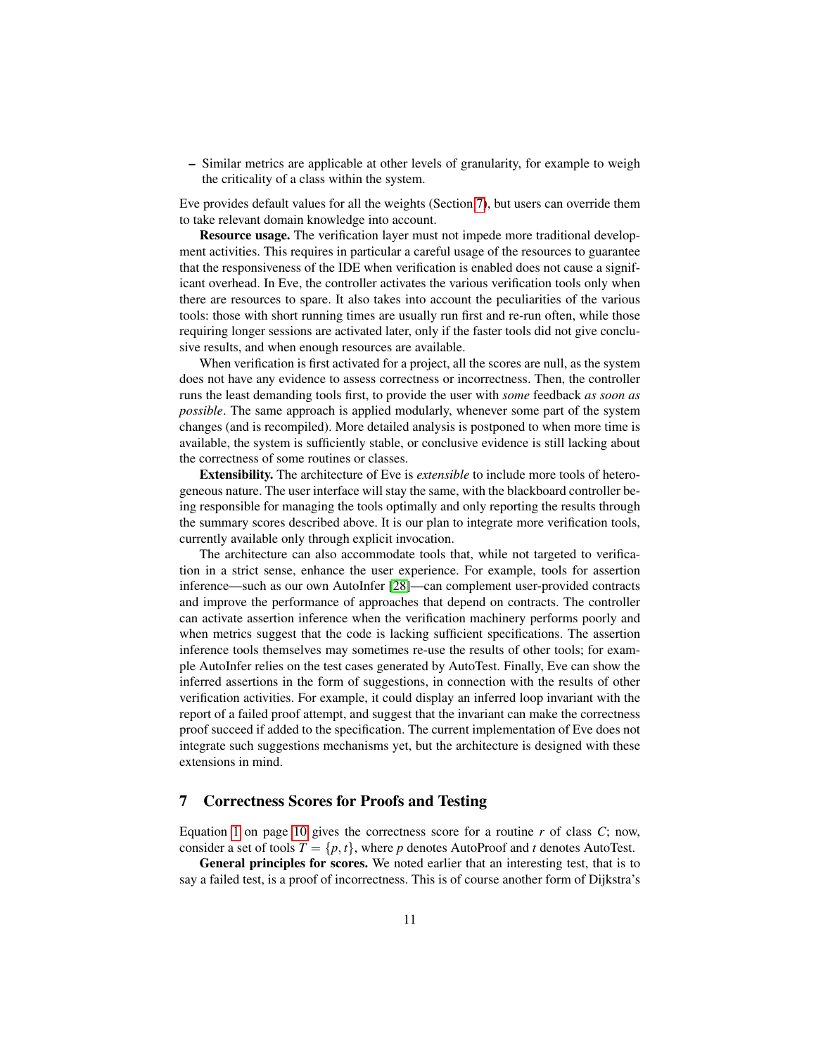– Similar metrics are applicable at other levels of granularity, for example to weigh the criticality of a class within the system.

Eve provides default values for all the weights (Section 7), but users can override them to take relevant domain knowledge into account.

**Resource usage.** The verification layer must not impede more traditional development activities. This requires in particular a careful usage of the resources to guarantee that the responsiveness of the IDE when verification is enabled does not cause a significant overhead. In Eve, the controller activates the various verification tools only when there are resources to spare. It also takes into account the peculiarities of the various tools: those with short running times are usually run first and re-run often, while those requiring longer sessions are activated later, only if the faster tools did not give conclusive results, and when enough resources are available.

When verification is first activated for a project, all the scores are null, as the system does not have any evidence to assess correctness or incorrectness. Then, the controller runs the least demanding tools first, to provide the user with *some* feedback *as soon as possible*. The same approach is applied modularly, whenever some part of the system changes (and is recompiled). More detailed analysis is postponed to when more time is available, the system is sufficiently stable, or conclusive evidence is still lacking about the correctness of some routines or classes.

**Extensibility.** The architecture of Eve is *extensible* to include more tools of heterogeneous nature. The user interface will stay the same, with the blackboard controller being responsible for managing the tools optimally and only reporting the results through the summary scores described above. It is our plan to integrate more verification tools, currently available only through explicit invocation.

The architecture can also accommodate tools that, while not targeted to verification in a strict sense, enhance the user experience. For example, tools for assertion inference—such as our own AutoInfer [28]—can complement user-provided contracts and improve the performance of approaches that depend on contracts. The controller can activate assertion inference when the verification machinery performs poorly and when metrics suggest that the code is lacking sufficient specifications. The assertion inference tools themselves may sometimes re-use the results of other tools; for example AutoInfer relies on the test cases generated by AutoTest. Finally, Eve can show the inferred assertions in the form of suggestions, in connection with the results of other verification activities. For example, it could display an inferred loop invariant with the report of a failed proof attempt, and suggest that the invariant can make the correctness proof succeed if added to the specification. The current implementation of Eve does not integrate such suggestions mechanisms yet, but the architecture is designed with these extensions in mind.

## 7 Correctness Scores for Proofs and Testing

Equation 1 on page 10 gives the correctness score for a routine $r$ of class $C$; now, consider a set of tools $T = \{p, t\}$, where $p$ denotes AutoProof and $t$ denotes AutoTest.

**General principles for scores.** We noted earlier that an interesting test, that is to say a failed test, is a proof of incorrectness. This is of course another form of Dijkstra's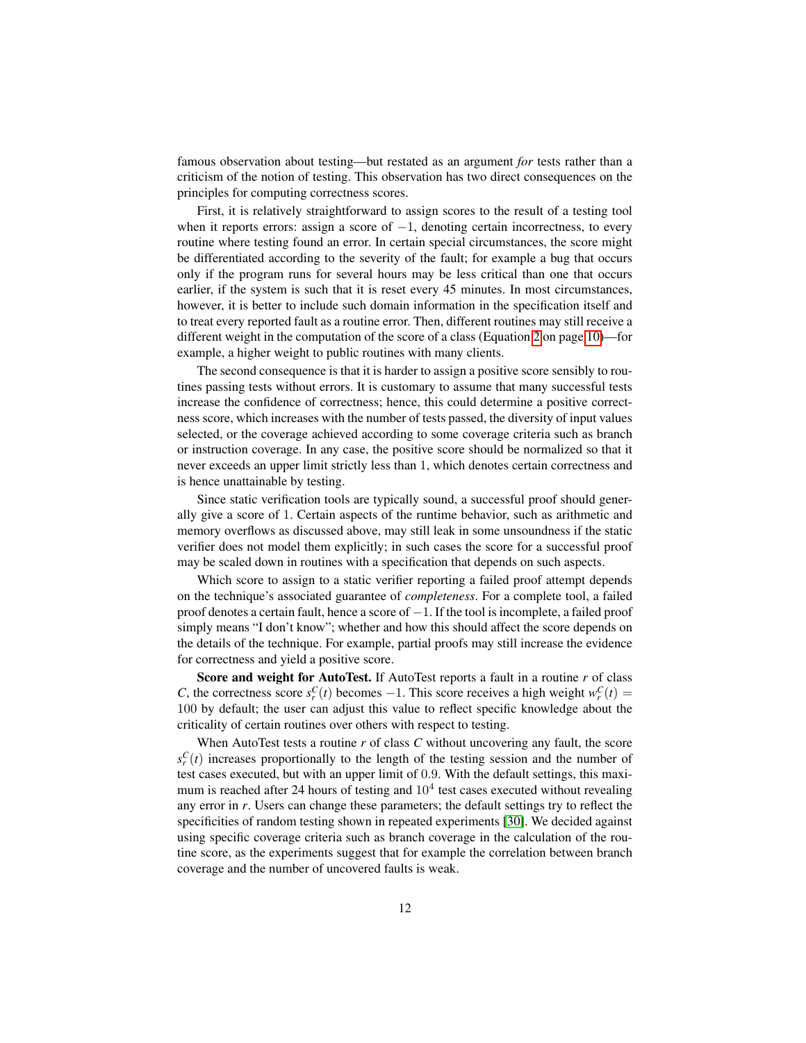famous observation about testing—but restated as an argument *for* tests rather than a criticism of the notion of testing. This observation has two direct consequences on the principles for computing correctness scores.

First, it is relatively straightforward to assign scores to the result of a testing tool when it reports errors: assign a score of $-1$, denoting certain incorrectness, to every routine where testing found an error. In certain special circumstances, the score might be differentiated according to the severity of the fault; for example a bug that occurs only if the program runs for several hours may be less critical than one that occurs earlier, if the system is such that it is reset every 45 minutes. In most circumstances, however, it is better to include such domain information in the specification itself and to treat every reported fault as a routine error. Then, different routines may still receive a different weight in the computation of the score of a class (Equation 2 on page 10)—for example, a higher weight to public routines with many clients.

The second consequence is that it is harder to assign a positive score sensibly to routines passing tests without errors. It is customary to assume that many successful tests increase the confidence of correctness; hence, this could determine a positive correctness score, which increases with the number of tests passed, the diversity of input values selected, or the coverage achieved according to some coverage criteria such as branch or instruction coverage. In any case, the positive score should be normalized so that it never exceeds an upper limit strictly less than 1, which denotes certain correctness and is hence unattainable by testing.

Since static verification tools are typically sound, a successful proof should generally give a score of 1. Certain aspects of the runtime behavior, such as arithmetic and memory overflows as discussed above, may still leak in some unsoundness if the static verifier does not model them explicitly; in such cases the score for a successful proof may be scaled down in routines with a specification that depends on such aspects.

Which score to assign to a static verifier reporting a failed proof attempt depends on the technique's associated guarantee of *completeness*. For a complete tool, a failed proof denotes a certain fault, hence a score of $-1$. If the tool is incomplete, a failed proof simply means "I don't know"; whether and how this should affect the score depends on the details of the technique. For example, partial proofs may still increase the evidence for correctness and yield a positive score.

**Score and weight for AutoTest.** If AutoTest reports a fault in a routine $r$ of class $C$, the correctness score $s_r^C(t)$ becomes $-1$. This score receives a high weight $w_r^C(t) = 100$ by default; the user can adjust this value to reflect specific knowledge about the criticality of certain routines over others with respect to testing.

When AutoTest tests a routine $r$ of class $C$ without uncovering any fault, the score $s_r^C(t)$ increases proportionally to the length of the testing session and the number of test cases executed, but with an upper limit of $0.9$. With the default settings, this maximum is reached after 24 hours of testing and $10^4$ test cases executed without revealing any error in $r$. Users can change these parameters; the default settings try to reflect the specificities of random testing shown in repeated experiments [30]. We decided against using specific coverage criteria such as branch coverage in the calculation of the routine score, as the experiments suggest that for example the correlation between branch coverage and the number of uncovered faults is weak.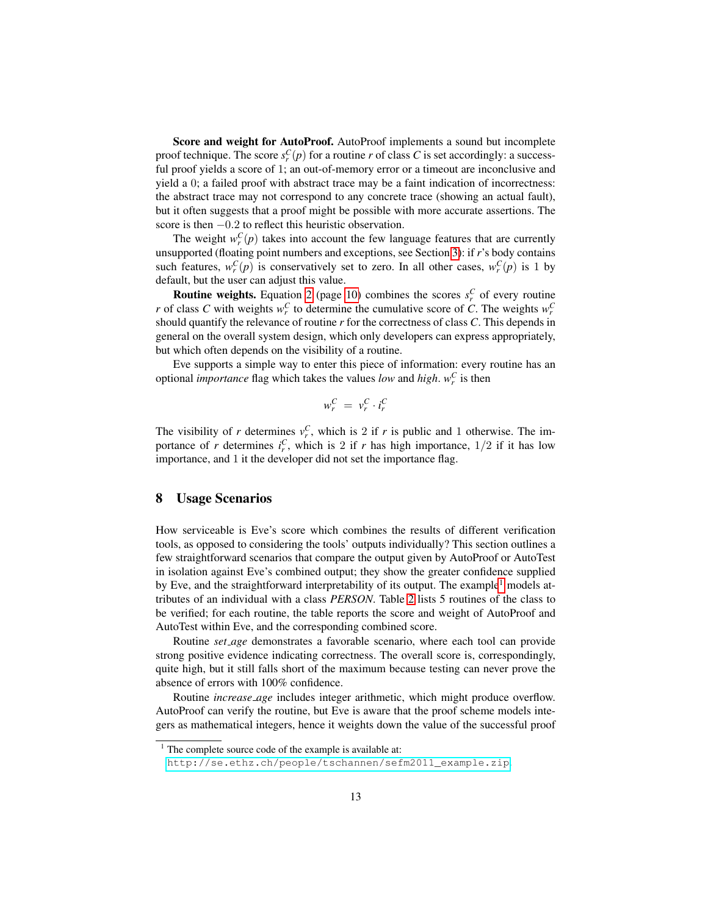**Score and weight for AutoProof.** AutoProof implements a sound but incomplete proof technique. The score $s_r^C(p)$ for a routine $r$ of class $C$ is set accordingly: a successful proof yields a score of 1; an out-of-memory error or a timeout are inconclusive and yield a 0; a failed proof with abstract trace may be a faint indication of incorrectness: the abstract trace may not correspond to any concrete trace (showing an actual fault), but it often suggests that a proof might be possible with more accurate assertions. The score is then $-0.2$ to reflect this heuristic observation.

The weight $w_r^C(p)$ takes into account the few language features that are currently unsupported (floating point numbers and exceptions, see Section 3): if $r$'s body contains such features, $w_r^C(p)$ is conservatively set to zero. In all other cases, $w_r^C(p)$ is 1 by default, but the user can adjust this value.

**Routine weights.** Equation 2 (page 10) combines the scores $s_r^C$ of every routine $r$ of class $C$ with weights $w_r^C$ to determine the cumulative score of $C$. The weights $w_r^C$ should quantify the relevance of routine $r$ for the correctness of class $C$. This depends in general on the overall system design, which only developers can express appropriately, but which often depends on the visibility of a routine.

Eve supports a simple way to enter this piece of information: every routine has an optional *importance* flag which takes the values *low* and *high*. $w_r^C$ is then

$$w_r^C \;=\; v_r^C \cdot i_r^C$$

The visibility of $r$ determines $v_r^C$, which is 2 if $r$ is public and 1 otherwise. The importance of $r$ determines $i_r^C$, which is 2 if $r$ has high importance, $1/2$ if it has low importance, and 1 it the developer did not set the importance flag.

## 8 Usage Scenarios

How serviceable is Eve's score which combines the results of different verification tools, as opposed to considering the tools' outputs individually? This section outlines a few straightforward scenarios that compare the output given by AutoProof or AutoTest in isolation against Eve's combined output; they show the greater confidence supplied by Eve, and the straightforward interpretability of its output. The example[1] models attributes of an individual with a class *PERSON*. Table 2 lists 5 routines of the class to be verified; for each routine, the table reports the score and weight of AutoProof and AutoTest within Eve, and the corresponding combined score.

Routine *set_age* demonstrates a favorable scenario, where each tool can provide strong positive evidence indicating correctness. The overall score is, correspondingly, quite high, but it still falls short of the maximum because testing can never prove the absence of errors with 100% confidence.

Routine *increase_age* includes integer arithmetic, which might produce overflow. AutoProof can verify the routine, but Eve is aware that the proof scheme models integers as mathematical integers, hence it weights down the value of the successful proof

[1] The complete source code of the example is available at: http://se.ethz.ch/people/tschannen/sefm2011_example.zip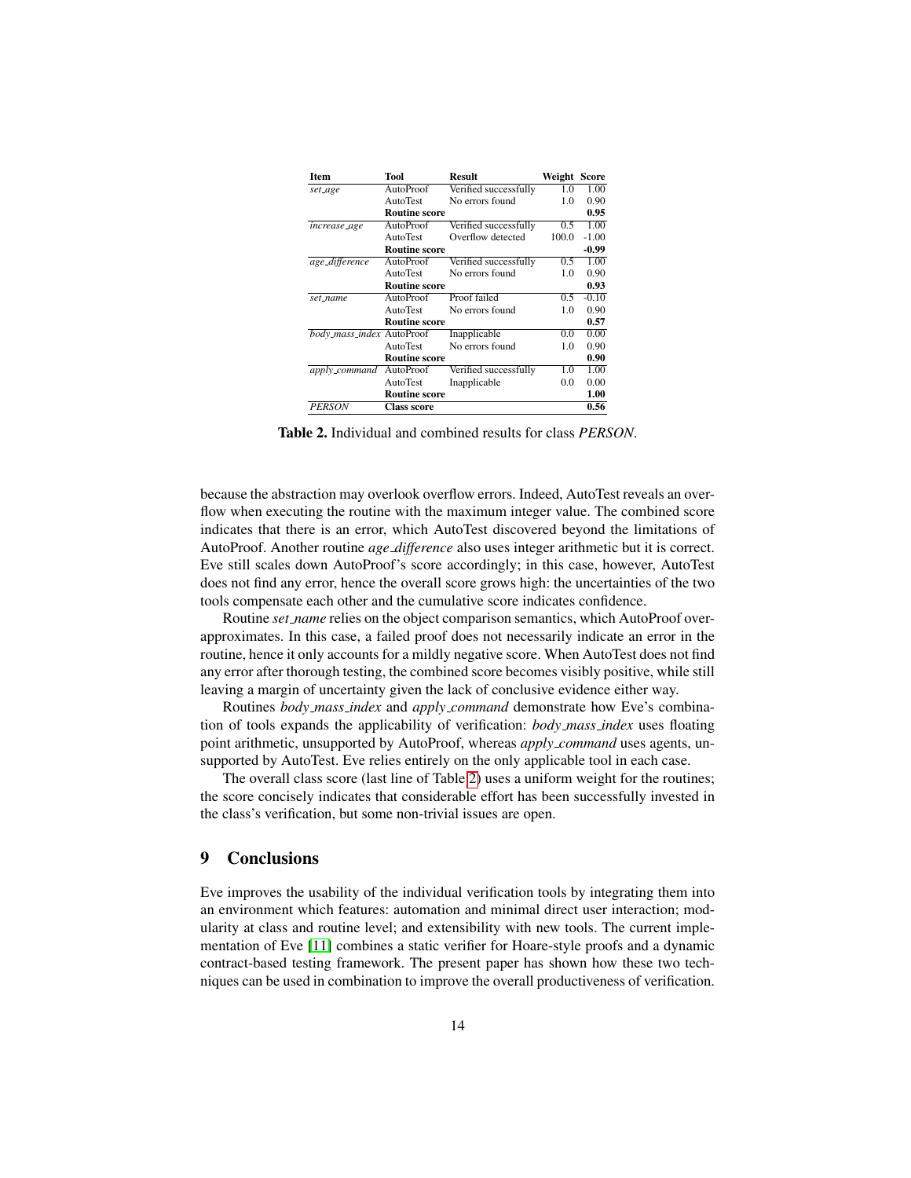| Item | Tool | Result | Weight | Score |
|---|---|---|---|---|
| *set_age* | AutoProof | Verified successfully | 1.0 | 1.00 |
| | AutoTest | No errors found | 1.0 | 0.90 |
| | **Routine score** | | | **0.95** |
| *increase_age* | AutoProof | Verified successfully | 0.5 | 1.00 |
| | AutoTest | Overflow detected | 100.0 | -1.00 |
| | **Routine score** | | | **-0.99** |
| *age_difference* | AutoProof | Verified successfully | 0.5 | 1.00 |
| | AutoTest | No errors found | 1.0 | 0.90 |
| | **Routine score** | | | **0.93** |
| *set_name* | AutoProof | Proof failed | 0.5 | -0.10 |
| | AutoTest | No errors found | 1.0 | 0.90 |
| | **Routine score** | | | **0.57** |
| *body_mass_index* | AutoProof | Inapplicable | 0.0 | 0.00 |
| | AutoTest | No errors found | 1.0 | 0.90 |
| | **Routine score** | | | **0.90** |
| *apply_command* | AutoProof | Verified successfully | 1.0 | 1.00 |
| | AutoTest | Inapplicable | 0.0 | 0.00 |
| | **Routine score** | | | **1.00** |
| *PERSON* | **Class score** | | | **0.56** |

**Table 2.** Individual and combined results for class *PERSON*.

because the abstraction may overlook overflow errors. Indeed, AutoTest reveals an overflow when executing the routine with the maximum integer value. The combined score indicates that there is an error, which AutoTest discovered beyond the limitations of AutoProof. Another routine *age_difference* also uses integer arithmetic but it is correct. Eve still scales down AutoProof's score accordingly; in this case, however, AutoTest does not find any error, hence the overall score grows high: the uncertainties of the two tools compensate each other and the cumulative score indicates confidence.

Routine *set_name* relies on the object comparison semantics, which AutoProof overapproximates. In this case, a failed proof does not necessarily indicate an error in the routine, hence it only accounts for a mildly negative score. When AutoTest does not find any error after thorough testing, the combined score becomes visibly positive, while still leaving a margin of uncertainty given the lack of conclusive evidence either way.

Routines *body_mass_index* and *apply_command* demonstrate how Eve's combination of tools expands the applicability of verification: *body_mass_index* uses floating point arithmetic, unsupported by AutoProof, whereas *apply_command* uses agents, unsupported by AutoTest. Eve relies entirely on the only applicable tool in each case.

The overall class score (last line of Table 2) uses a uniform weight for the routines; the score concisely indicates that considerable effort has been successfully invested in the class's verification, but some non-trivial issues are open.

## 9 Conclusions

Eve improves the usability of the individual verification tools by integrating them into an environment which features: automation and minimal direct user interaction; modularity at class and routine level; and extensibility with new tools. The current implementation of Eve [11] combines a static verifier for Hoare-style proofs and a dynamic contract-based testing framework. The present paper has shown how these two techniques can be used in combination to improve the overall productiveness of verification.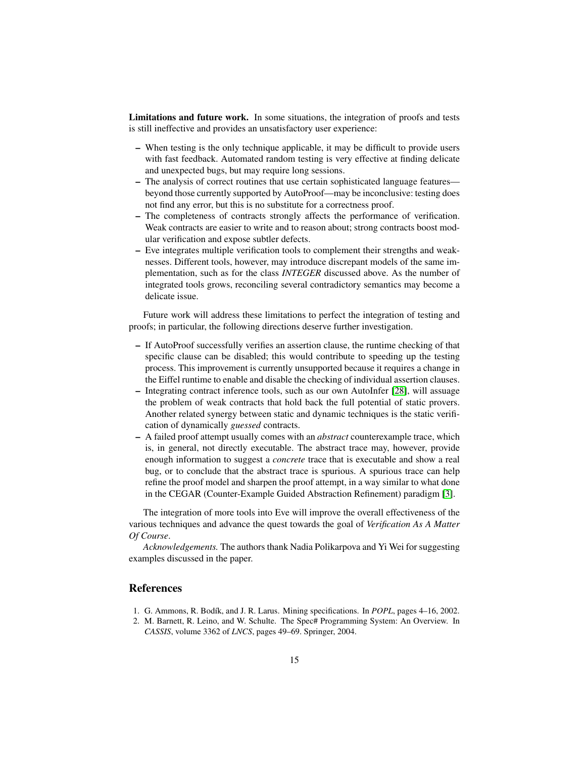**Limitations and future work.** In some situations, the integration of proofs and tests is still ineffective and provides an unsatisfactory user experience:

- When testing is the only technique applicable, it may be difficult to provide users with fast feedback. Automated random testing is very effective at finding delicate and unexpected bugs, but may require long sessions.
- The analysis of correct routines that use certain sophisticated language features—beyond those currently supported by AutoProof—may be inconclusive: testing does not find any error, but this is no substitute for a correctness proof.
- The completeness of contracts strongly affects the performance of verification. Weak contracts are easier to write and to reason about; strong contracts boost modular verification and expose subtler defects.
- Eve integrates multiple verification tools to complement their strengths and weaknesses. Different tools, however, may introduce discrepant models of the same implementation, such as for the class *INTEGER* discussed above. As the number of integrated tools grows, reconciling several contradictory semantics may become a delicate issue.

Future work will address these limitations to perfect the integration of testing and proofs; in particular, the following directions deserve further investigation.

- If AutoProof successfully verifies an assertion clause, the runtime checking of that specific clause can be disabled; this would contribute to speeding up the testing process. This improvement is currently unsupported because it requires a change in the Eiffel runtime to enable and disable the checking of individual assertion clauses.
- Integrating contract inference tools, such as our own AutoInfer [28], will assuage the problem of weak contracts that hold back the full potential of static provers. Another related synergy between static and dynamic techniques is the static verification of dynamically *guessed* contracts.
- A failed proof attempt usually comes with an *abstract* counterexample trace, which is, in general, not directly executable. The abstract trace may, however, provide enough information to suggest a *concrete* trace that is executable and show a real bug, or to conclude that the abstract trace is spurious. A spurious trace can help refine the proof model and sharpen the proof attempt, in a way similar to what done in the CEGAR (Counter-Example Guided Abstraction Refinement) paradigm [3].

The integration of more tools into Eve will improve the overall effectiveness of the various techniques and advance the quest towards the goal of *Verification As A Matter Of Course*.

*Acknowledgements.* The authors thank Nadia Polikarpova and Yi Wei for suggesting examples discussed in the paper.

## References

1. G. Ammons, R. Bodík, and J. R. Larus. Mining specifications. In *POPL*, pages 4–16, 2002.
2. M. Barnett, R. Leino, and W. Schulte. The Spec# Programming System: An Overview. In *CASSIS*, volume 3362 of *LNCS*, pages 49–69. Springer, 2004.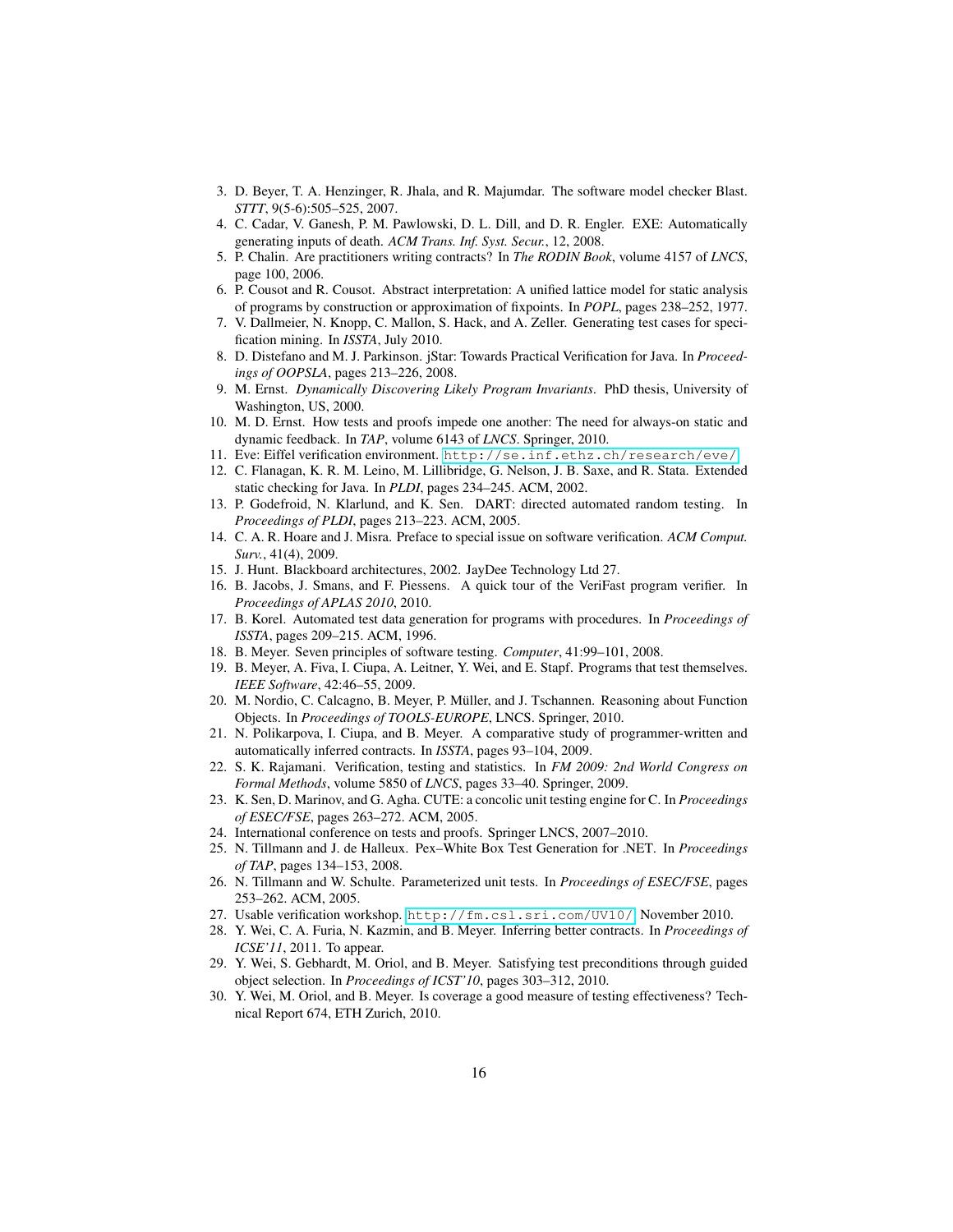3. D. Beyer, T. A. Henzinger, R. Jhala, and R. Majumdar. The software model checker Blast. *STTT*, 9(5-6):505–525, 2007.
4. C. Cadar, V. Ganesh, P. M. Pawlowski, D. L. Dill, and D. R. Engler. EXE: Automatically generating inputs of death. *ACM Trans. Inf. Syst. Secur.*, 12, 2008.
5. P. Chalin. Are practitioners writing contracts? In *The RODIN Book*, volume 4157 of *LNCS*, page 100, 2006.
6. P. Cousot and R. Cousot. Abstract interpretation: A unified lattice model for static analysis of programs by construction or approximation of fixpoints. In *POPL*, pages 238–252, 1977.
7. V. Dallmeier, N. Knopp, C. Mallon, S. Hack, and A. Zeller. Generating test cases for specification mining. In *ISSTA*, July 2010.
8. D. Distefano and M. J. Parkinson. jStar: Towards Practical Verification for Java. In *Proceedings of OOPSLA*, pages 213–226, 2008.
9. M. Ernst. *Dynamically Discovering Likely Program Invariants*. PhD thesis, University of Washington, US, 2000.
10. M. D. Ernst. How tests and proofs impede one another: The need for always-on static and dynamic feedback. In *TAP*, volume 6143 of *LNCS*. Springer, 2010.
11. Eve: Eiffel verification environment. `http://se.inf.ethz.ch/research/eve/`
12. C. Flanagan, K. R. M. Leino, M. Lillibridge, G. Nelson, J. B. Saxe, and R. Stata. Extended static checking for Java. In *PLDI*, pages 234–245. ACM, 2002.
13. P. Godefroid, N. Klarlund, and K. Sen. DART: directed automated random testing. In *Proceedings of PLDI*, pages 213–223. ACM, 2005.
14. C. A. R. Hoare and J. Misra. Preface to special issue on software verification. *ACM Comput. Surv.*, 41(4), 2009.
15. J. Hunt. Blackboard architectures, 2002. JayDee Technology Ltd 27.
16. B. Jacobs, J. Smans, and F. Piessens. A quick tour of the VeriFast program verifier. In *Proceedings of APLAS 2010*, 2010.
17. B. Korel. Automated test data generation for programs with procedures. In *Proceedings of ISSTA*, pages 209–215. ACM, 1996.
18. B. Meyer. Seven principles of software testing. *Computer*, 41:99–101, 2008.
19. B. Meyer, A. Fiva, I. Ciupa, A. Leitner, Y. Wei, and E. Stapf. Programs that test themselves. *IEEE Software*, 42:46–55, 2009.
20. M. Nordio, C. Calcagno, B. Meyer, P. Müller, and J. Tschannen. Reasoning about Function Objects. In *Proceedings of TOOLS-EUROPE*, LNCS. Springer, 2010.
21. N. Polikarpova, I. Ciupa, and B. Meyer. A comparative study of programmer-written and automatically inferred contracts. In *ISSTA*, pages 93–104, 2009.
22. S. K. Rajamani. Verification, testing and statistics. In *FM 2009: 2nd World Congress on Formal Methods*, volume 5850 of *LNCS*, pages 33–40. Springer, 2009.
23. K. Sen, D. Marinov, and G. Agha. CUTE: a concolic unit testing engine for C. In *Proceedings of ESEC/FSE*, pages 263–272. ACM, 2005.
24. International conference on tests and proofs. Springer LNCS, 2007–2010.
25. N. Tillmann and J. de Halleux. Pex–White Box Test Generation for .NET. In *Proceedings of TAP*, pages 134–153, 2008.
26. N. Tillmann and W. Schulte. Parameterized unit tests. In *Proceedings of ESEC/FSE*, pages 253–262. ACM, 2005.
27. Usable verification workshop. `http://fm.csl.sri.com/UV10/` November 2010.
28. Y. Wei, C. A. Furia, N. Kazmin, and B. Meyer. Inferring better contracts. In *Proceedings of ICSE'11*, 2011. To appear.
29. Y. Wei, S. Gebhardt, M. Oriol, and B. Meyer. Satisfying test preconditions through guided object selection. In *Proceedings of ICST'10*, pages 303–312, 2010.
30. Y. Wei, M. Oriol, and B. Meyer. Is coverage a good measure of testing effectiveness? Technical Report 674, ETH Zurich, 2010.